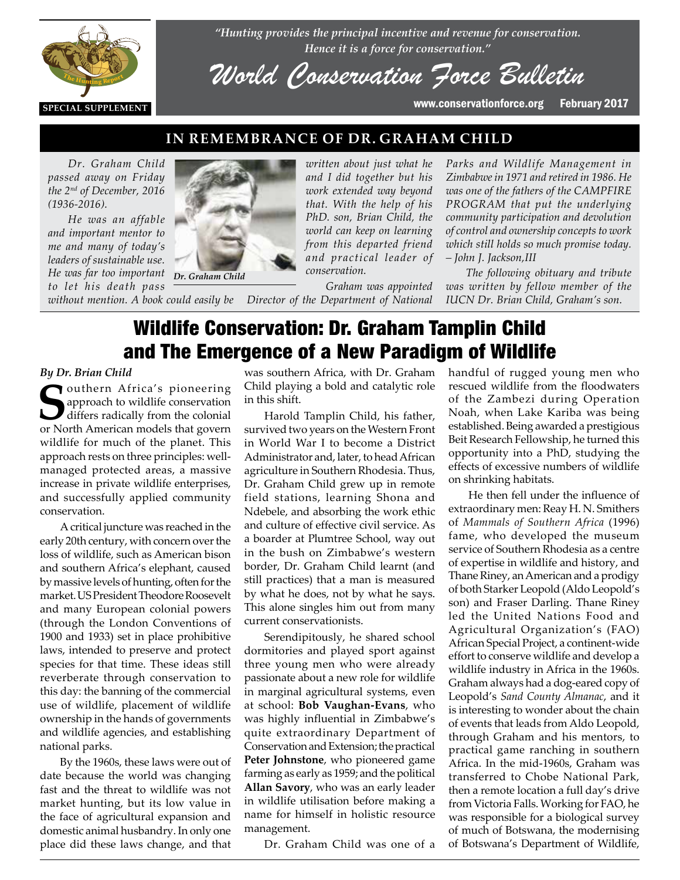*"Hunting provides the principal incentive and revenue for conservation. Hence it is a force for conservation."*

# World Conservation Force Bulletin

SPECIAL SUPPLEMENT

www.conservationforce.org February 2017

## IN REMEMBRANCE OF DR. GRAHAM CHILD

*Dr. Graham Child passed away on Friday the 2nd of December, 2016 (1936-2016).*

*He was an affable and important mentor to me and many of today's leaders of sustainable use. He was far too important to let his death pass without mention. A book could easily be written about just what he and I did together but his work extended way beyond that. With the help of his PhD. son, Brian Child, the world can keep on learning from this departed friend and practical leader of conservation.*

*Dr. Graham Child*

*Graham was appointed Director of the Department of National Parks and Wildlife Management in Zimbabwe in 1971 and retired in 1986. He was one of the fathers of the CAMPFIRE PROGRAM that put the underlying community participation and devolution of control and ownership concepts to work which still holds so much promise today. – John J. Jackson,III*

*The following obituary and tribute was written by fellow member of the IUCN Dr. Brian Child, Graham's son.*

# Wildlife Conservation: Dr. Graham Tamplin Child and The Emergence of a New Paradigm of Wildlife

***By Dr. Brian Child***

Southern Africa's pioneering approach to wildlife conservation differs radically from the colonial or North American models that govern wildlife for much of the planet. This approach rests on three principles: well-managed protected areas, a massive increase in private wildlife enterprises, and successfully applied community conservation.

A critical juncture was reached in the early 20th century, with concern over the loss of wildlife, such as American bison and southern Africa's elephant, caused by massive levels of hunting, often for the market. US President Theodore Roosevelt and many European colonial powers (through the London Conventions of 1900 and 1933) set in place prohibitive laws, intended to preserve and protect species for that time. These ideas still reverberate through conservation to this day: the banning of the commercial use of wildlife, placement of wildlife ownership in the hands of governments and wildlife agencies, and establishing national parks.

By the 1960s, these laws were out of date because the world was changing fast and the threat to wildlife was not market hunting, but its low value in the face of agricultural expansion and domestic animal husbandry. In only one place did these laws change, and that was southern Africa, with Dr. Graham Child playing a bold and catalytic role in this shift.

Harold Tamplin Child, his father, survived two years on the Western Front in World War I to become a District Administrator and, later, to head African agriculture in Southern Rhodesia. Thus, Dr. Graham Child grew up in remote field stations, learning Shona and Ndebele, and absorbing the work ethic and culture of effective civil service. As a boarder at Plumtree School, way out in the bush on Zimbabwe's western border, Dr. Graham Child learnt (and still practices) that a man is measured by what he does, not by what he says. This alone singles him out from many current conservationists.

Serendipitously, he shared school dormitories and played sport against three young men who were already passionate about a new role for wildlife in marginal agricultural systems, even at school: **Bob Vaughan-Evans**, who was highly influential in Zimbabwe's quite extraordinary Department of Conservation and Extension; the practical **Peter Johnstone**, who pioneered game farming as early as 1959; and the political **Allan Savory**, who was an early leader in wildlife utilisation before making a name for himself in holistic resource management.

Dr. Graham Child was one of a handful of rugged young men who rescued wildlife from the floodwaters of the Zambezi during Operation Noah, when Lake Kariba was being established. Being awarded a prestigious Beit Research Fellowship, he turned this opportunity into a PhD, studying the effects of excessive numbers of wildlife on shrinking habitats.

He then fell under the influence of extraordinary men: Reay H. N. Smithers of *Mammals of Southern Africa* (1996) fame, who developed the museum service of Southern Rhodesia as a centre of expertise in wildlife and history, and Thane Riney, an American and a prodigy of both Starker Leopold (Aldo Leopold's son) and Fraser Darling. Thane Riney led the United Nations Food and Agricultural Organization's (FAO) African Special Project, a continent-wide effort to conserve wildlife and develop a wildlife industry in Africa in the 1960s. Graham always had a dog-eared copy of Leopold's *Sand County Almanac*, and it is interesting to wonder about the chain of events that leads from Aldo Leopold, through Graham and his mentors, to practical game ranching in southern Africa. In the mid-1960s, Graham was transferred to Chobe National Park, then a remote location a full day's drive from Victoria Falls. Working for FAO, he was responsible for a biological survey of much of Botswana, the modernising of Botswana's Department of Wildlife,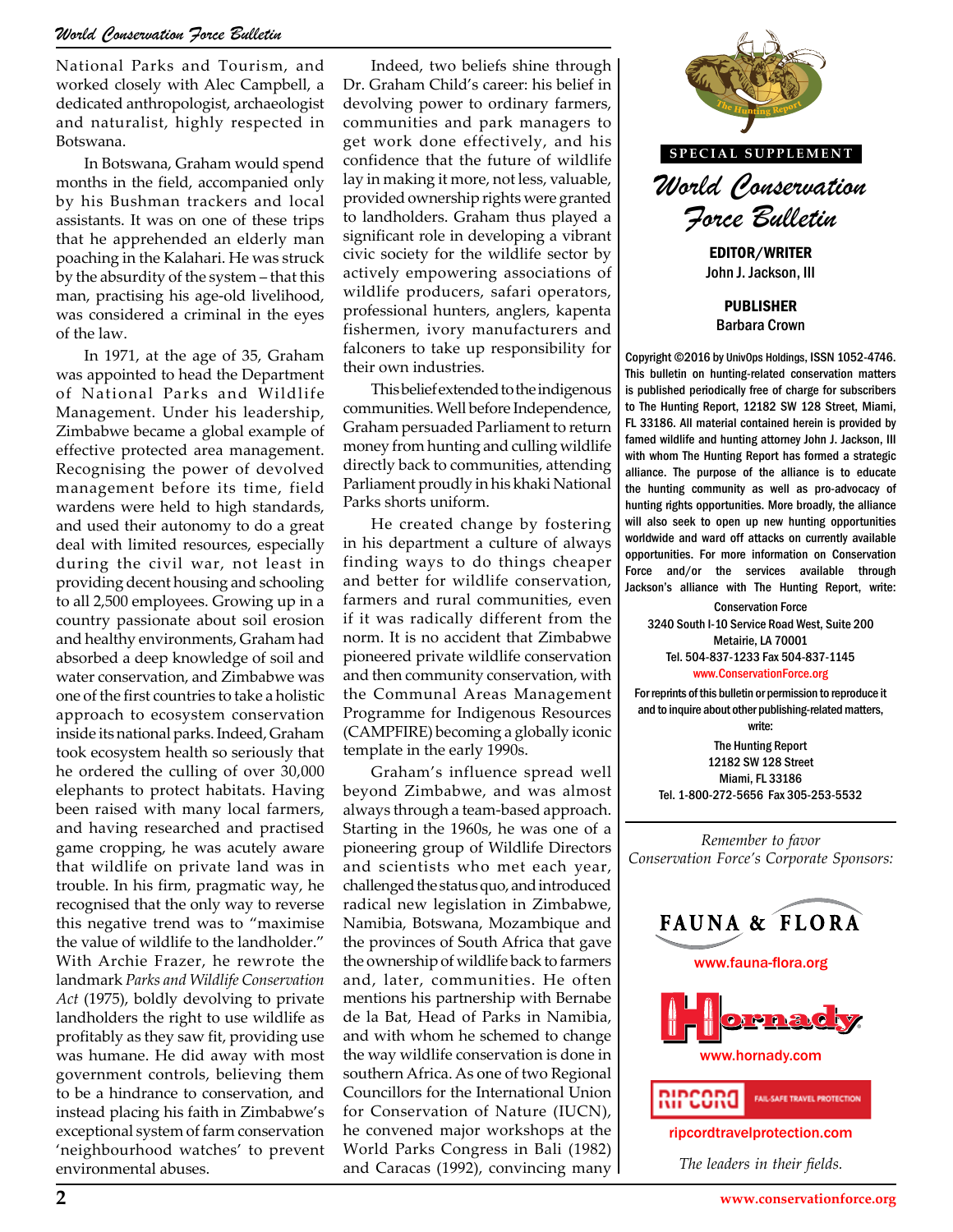National Parks and Tourism, and worked closely with Alec Campbell, a dedicated anthropologist, archaeologist and naturalist, highly respected in Botswana.

In Botswana, Graham would spend months in the field, accompanied only by his Bushman trackers and local assistants. It was on one of these trips that he apprehended an elderly man poaching in the Kalahari. He was struck by the absurdity of the system – that this man, practising his age-old livelihood, was considered a criminal in the eyes of the law.

In 1971, at the age of 35, Graham was appointed to head the Department of National Parks and Wildlife Management. Under his leadership, Zimbabwe became a global example of effective protected area management. Recognising the power of devolved management before its time, field wardens were held to high standards, and used their autonomy to do a great deal with limited resources, especially during the civil war, not least in providing decent housing and schooling to all 2,500 employees. Growing up in a country passionate about soil erosion and healthy environments, Graham had absorbed a deep knowledge of soil and water conservation, and Zimbabwe was one of the first countries to take a holistic approach to ecosystem conservation inside its national parks. Indeed, Graham took ecosystem health so seriously that he ordered the culling of over 30,000 elephants to protect habitats. Having been raised with many local farmers, and having researched and practised game cropping, he was acutely aware that wildlife on private land was in trouble. In his firm, pragmatic way, he recognised that the only way to reverse this negative trend was to "maximise the value of wildlife to the landholder." With Archie Frazer, he rewrote the landmark *Parks and Wildlife Conservation Act* (1975), boldly devolving to private landholders the right to use wildlife as profitably as they saw fit, providing use was humane. He did away with most government controls, believing them to be a hindrance to conservation, and instead placing his faith in Zimbabwe's exceptional system of farm conservation 'neighbourhood watches' to prevent environmental abuses.

Indeed, two beliefs shine through Dr. Graham Child's career: his belief in devolving power to ordinary farmers, communities and park managers to get work done effectively, and his confidence that the future of wildlife lay in making it more, not less, valuable, provided ownership rights were granted to landholders. Graham thus played a significant role in developing a vibrant civic society for the wildlife sector by actively empowering associations of wildlife producers, safari operators, professional hunters, anglers, kapenta fishermen, ivory manufacturers and falconers to take up responsibility for their own industries.

This belief extended to the indigenous communities. Well before Independence, Graham persuaded Parliament to return money from hunting and culling wildlife directly back to communities, attending Parliament proudly in his khaki National Parks shorts uniform.

He created change by fostering in his department a culture of always finding ways to do things cheaper and better for wildlife conservation, farmers and rural communities, even if it was radically different from the norm. It is no accident that Zimbabwe pioneered private wildlife conservation and then community conservation, with the Communal Areas Management Programme for Indigenous Resources (CAMPFIRE) becoming a globally iconic template in the early 1990s.

Graham's influence spread well beyond Zimbabwe, and was almost always through a team-based approach. Starting in the 1960s, he was one of a pioneering group of Wildlife Directors and scientists who met each year, challenged the status quo, and introduced radical new legislation in Zimbabwe, Namibia, Botswana, Mozambique and the provinces of South Africa that gave the ownership of wildlife back to farmers and, later, communities. He often mentions his partnership with Bernabe de la Bat, Head of Parks in Namibia, and with whom he schemed to change the way wildlife conservation is done in southern Africa. As one of two Regional Councillors for the International Union for Conservation of Nature (IUCN), he convened major workshops at the World Parks Congress in Bali (1982) and Caracas (1992), convincing many

---

**SPECIAL SUPPLEMENT**

# *World Conservation Force Bulletin*

**EDITOR/WRITER**
John J. Jackson, III

**PUBLISHER**
Barbara Crown

Copyright ©2016 by UnivOps Holdings, ISSN 1052-4746. This bulletin on hunting-related conservation matters is published periodically free of charge for subscribers to The Hunting Report, 12182 SW 128 Street, Miami, FL 33186. All material contained herein is provided by famed wildlife and hunting attorney John J. Jackson, III with whom The Hunting Report has formed a strategic alliance. The purpose of the alliance is to educate the hunting community as well as pro-advocacy of hunting rights opportunities. More broadly, the alliance will also seek to open up new hunting opportunities worldwide and ward off attacks on currently available opportunities. For more information on Conservation Force and/or the services available through Jackson's alliance with The Hunting Report, write:

Conservation Force
3240 South I-10 Service Road West, Suite 200
Metairie, LA 70001
Tel. 504-837-1233 Fax 504-837-1145
www.ConservationForce.org

For reprints of this bulletin or permission to reproduce it and to inquire about other publishing-related matters, write:

The Hunting Report
12182 SW 128 Street
Miami, FL 33186
Tel. 1-800-272-5656 Fax 305-253-5532

*Remember to favor Conservation Force's Corporate Sponsors:*

FAUNA & FLORA
www.fauna-flora.org

Hornady
www.hornady.com

RIPCORD FAIL-SAFE TRAVEL PROTECTION
ripcordtravelprotection.com

*The leaders in their fields.*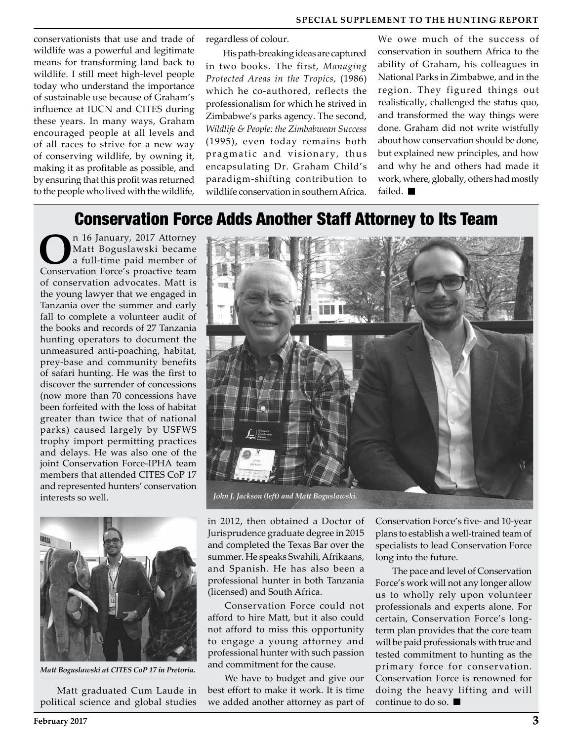conservationists that use and trade of wildlife was a powerful and legitimate means for transforming land back to wildlife. I still meet high-level people today who understand the importance of sustainable use because of Graham's influence at IUCN and CITES during these years. In many ways, Graham encouraged people at all levels and of all races to strive for a new way of conserving wildlife, by owning it, making it as profitable as possible, and by ensuring that this profit was returned to the people who lived with the wildlife, regardless of colour.

His path-breaking ideas are captured in two books. The first, *Managing Protected Areas in the Tropics*, (1986) which he co-authored, reflects the professionalism for which he strived in Zimbabwe's parks agency. The second, *Wildlife & People: the Zimbabwean Success* (1995), even today remains both pragmatic and visionary, thus encapsulating Dr. Graham Child's paradigm-shifting contribution to wildlife conservation in southern Africa.

We owe much of the success of conservation in southern Africa to the ability of Graham, his colleagues in National Parks in Zimbabwe, and in the region. They figured things out realistically, challenged the status quo, and transformed the way things were done. Graham did not write wistfully about how conservation should be done, but explained new principles, and how and why he and others had made it work, where, globally, others had mostly failed. ■

## Conservation Force Adds Another Staff Attorney to Its Team

On 16 January, 2017 Attorney Matt Boguslawski became a full-time paid member of Conservation Force's proactive team of conservation advocates. Matt is the young lawyer that we engaged in Tanzania over the summer and early fall to complete a volunteer audit of the books and records of 27 Tanzania hunting operators to document the unmeasured anti-poaching, habitat, prey-base and community benefits of safari hunting. He was the first to discover the surrender of concessions (now more than 70 concessions have been forfeited with the loss of habitat greater than twice that of national parks) caused largely by USFWS trophy import permitting practices and delays. He was also one of the joint Conservation Force-IPHA team members that attended CITES CoP 17 and represented hunters' conservation interests so well.

*John J. Jackson (left) and Matt Boguslawski.*

*Matt Boguslawski at CITES CoP 17 in Pretoria.*

Matt graduated Cum Laude in political science and global studies in 2012, then obtained a Doctor of Jurisprudence graduate degree in 2015 and completed the Texas Bar over the summer. He speaks Swahili, Afrikaans, and Spanish. He has also been a professional hunter in both Tanzania (licensed) and South Africa.

Conservation Force could not afford to hire Matt, but it also could not afford to miss this opportunity to engage a young attorney and professional hunter with such passion and commitment for the cause.

We have to budget and give our best effort to make it work. It is time we added another attorney as part of Conservation Force's five- and 10-year plans to establish a well-trained team of specialists to lead Conservation Force long into the future.

The pace and level of Conservation Force's work will not any longer allow us to wholly rely upon volunteer professionals and experts alone. For certain, Conservation Force's long-term plan provides that the core team will be paid professionals with true and tested commitment to hunting as the primary force for conservation. Conservation Force is renowned for doing the heavy lifting and will continue to do so. ■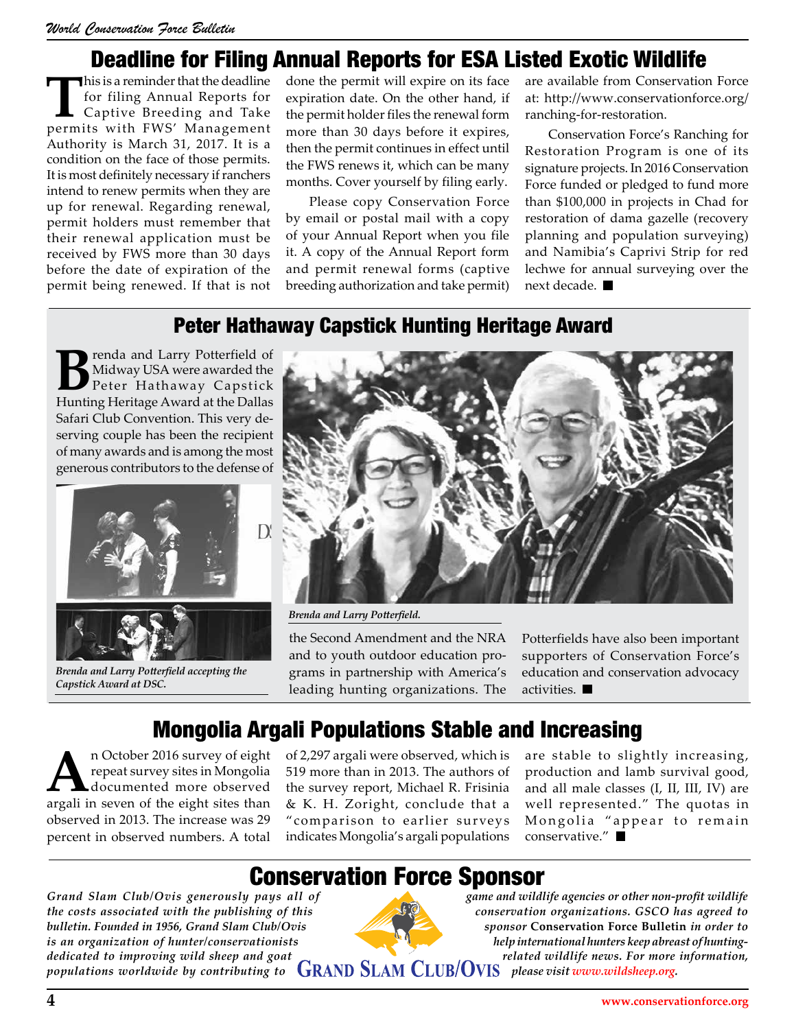## Deadline for Filing Annual Reports for ESA Listed Exotic Wildlife

This is a reminder that the deadline for filing Annual Reports for Captive Breeding and Take permits with FWS' Management Authority is March 31, 2017. It is a condition on the face of those permits. It is most definitely necessary if ranchers intend to renew permits when they are up for renewal. Regarding renewal, permit holders must remember that their renewal application must be received by FWS more than 30 days before the date of expiration of the permit being renewed. If that is not done the permit will expire on its face expiration date. On the other hand, if the permit holder files the renewal form more than 30 days before it expires, then the permit continues in effect until the FWS renews it, which can be many months. Cover yourself by filing early.

Please copy Conservation Force by email or postal mail with a copy of your Annual Report when you file it. A copy of the Annual Report form and permit renewal forms (captive breeding authorization and take permit) are available from Conservation Force at: http://www.conservationforce.org/ranching-for-restoration.

Conservation Force's Ranching for Restoration Program is one of its signature projects. In 2016 Conservation Force funded or pledged to fund more than $100,000 in projects in Chad for restoration of dama gazelle (recovery planning and population surveying) and Namibia's Caprivi Strip for red lechwe for annual surveying over the next decade. ■

## Peter Hathaway Capstick Hunting Heritage Award

Brenda and Larry Potterfield of Midway USA were awarded the Peter Hathaway Capstick Hunting Heritage Award at the Dallas Safari Club Convention. This very deserving couple has been the recipient of many awards and is among the most generous contributors to the defense of the Second Amendment and the NRA and to youth outdoor education programs in partnership with America's leading hunting organizations. The Potterfields have also been important supporters of Conservation Force's education and conservation advocacy activities. ■

*Brenda and Larry Potterfield accepting the Capstick Award at DSC.*

*Brenda and Larry Potterfield.*

## Mongolia Argali Populations Stable and Increasing

An October 2016 survey of eight repeat survey sites in Mongolia documented more observed argali in seven of the eight sites than observed in 2013. The increase was 29 percent in observed numbers. A total of 2,297 argali were observed, which is 519 more than in 2013. The authors of the survey report, Michael R. Frisinia & K. H. Zoright, conclude that a "comparison to earlier surveys indicates Mongolia's argali populations are stable to slightly increasing, production and lamb survival good, and all male classes (I, II, III, IV) are well represented." The quotas in Mongolia "appear to remain conservative." ■

## Conservation Force Sponsor

*Grand Slam Club/Ovis generously pays all of the costs associated with the publishing of this bulletin. Founded in 1956, Grand Slam Club/Ovis is an organization of hunter/conservationists dedicated to improving wild sheep and goat populations worldwide by contributing to game and wildlife agencies or other non-profit wildlife conservation organizations. GSCO has agreed to sponsor* ***Conservation Force Bulletin*** *in order to help international hunters keep abreast of hunting-related wildlife news. For more information, please visit www.wildsheep.org.*

GRAND SLAM CLUB/OVIS